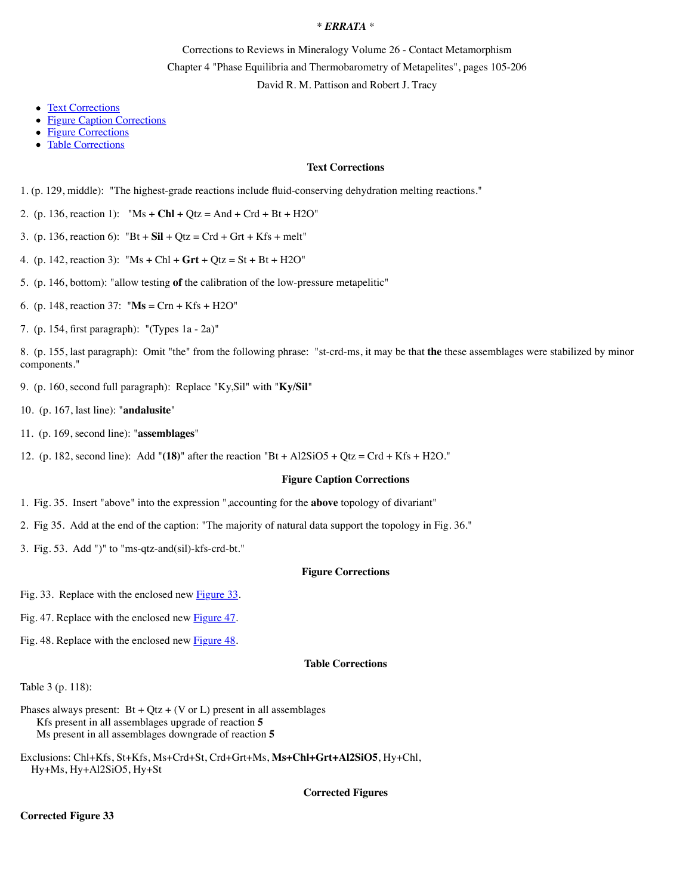# * *ERRATA* *

Corrections to Reviews in Mineralogy Volume 26 - Contact Metamorphism

Chapter 4 "Phase Equilibria and Thermobarometry of Metapelites", pages 105-206

David R. M. Pattison and Robert J. Tracy

- Text Corrections
- Figure Caption Corrections
- Figure Corrections
- Table Corrections

## Text Corrections

1. (p. 129, middle): "The highest-grade reactions include fluid-conserving dehydration melting reactions."

2. (p. 136, reaction 1): "Ms + **Chl** + Qtz = And + Crd + Bt + H2O"

3. (p. 136, reaction 6): "Bt + **Sil** + Qtz = Crd + Grt + Kfs + melt"

4. (p. 142, reaction 3): "Ms + Chl + **Grt** + Qtz = St + Bt + H2O"

5. (p. 146, bottom): "allow testing **of** the calibration of the low-pressure metapelitic"

6. (p. 148, reaction 37): "**Ms** = Crn + Kfs + H2O"

7. (p. 154, first paragraph): "(Types 1a - 2a)"

8. (p. 155, last paragraph): Omit "the" from the following phrase: "st-crd-ms, it may be that **the** these assemblages were stabilized by minor components."

9. (p. 160, second full paragraph): Replace "Ky,Sil" with "**Ky/Sil**"

10. (p. 167, last line): "**andalusite**"

11. (p. 169, second line): "**assemblages**"

12. (p. 182, second line): Add "**(18)**" after the reaction "Bt + Al2SiO5 + Qtz = Crd + Kfs + H2O."

## Figure Caption Corrections

1. Fig. 35. Insert "above" into the expression ",accounting for the **above** topology of divariant"

2. Fig 35. Add at the end of the caption: "The majority of natural data support the topology in Fig. 36."

3. Fig. 53. Add ")" to "ms-qtz-and(sil)-kfs-crd-bt."

## Figure Corrections

Fig. 33. Replace with the enclosed new Figure 33.

Fig. 47. Replace with the enclosed new Figure 47.

Fig. 48. Replace with the enclosed new Figure 48.

## Table Corrections

Table 3 (p. 118):

Phases always present: Bt + Qtz + (V or L) present in all assemblages
 Kfs present in all assemblages upgrade of reaction **5**
 Ms present in all assemblages downgrade of reaction **5**

Exclusions: Chl+Kfs, St+Kfs, Ms+Crd+St, Crd+Grt+Ms, **Ms+Chl+Grt+Al2SiO5**, Hy+Chl, Hy+Ms, Hy+Al2SiO5, Hy+St

## Corrected Figures

**Corrected Figure 33**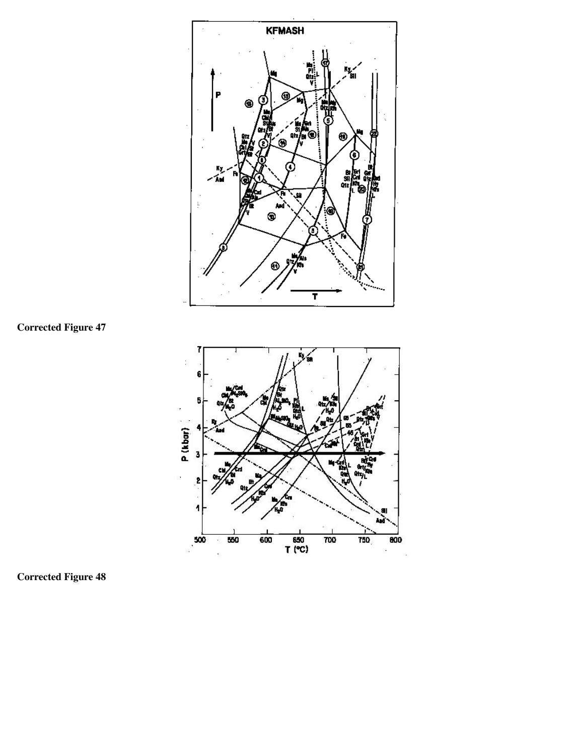**Corrected Figure 47**

**Corrected Figure 48**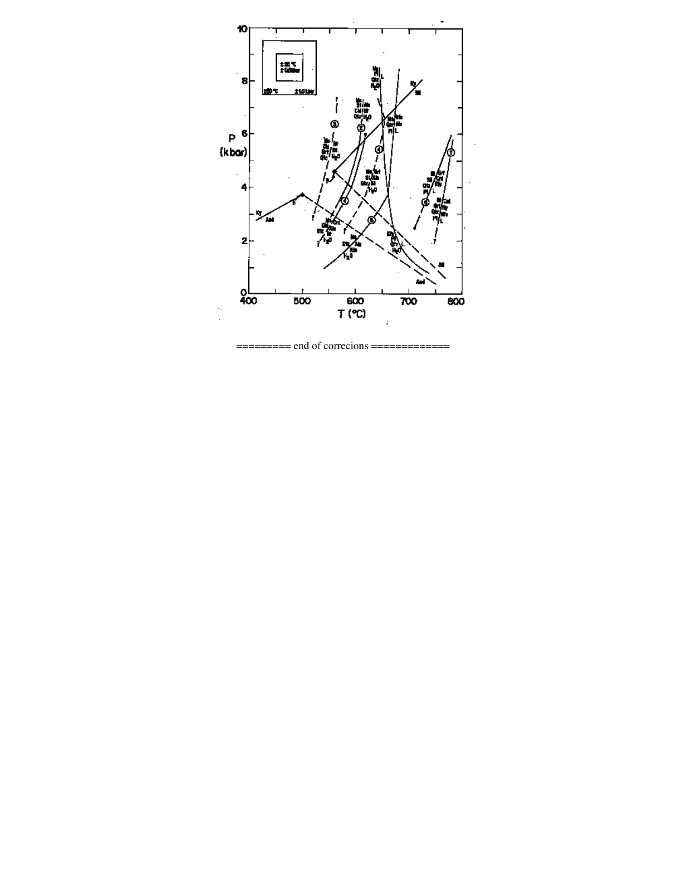10
8
6
P
(kbar)
4
2
0
400
500
600
700
800
T (°C)

±25 °C
±0.5kbar
±50 °C
±1.0kbar

Ky
And
Sil

========= end of correcions =============